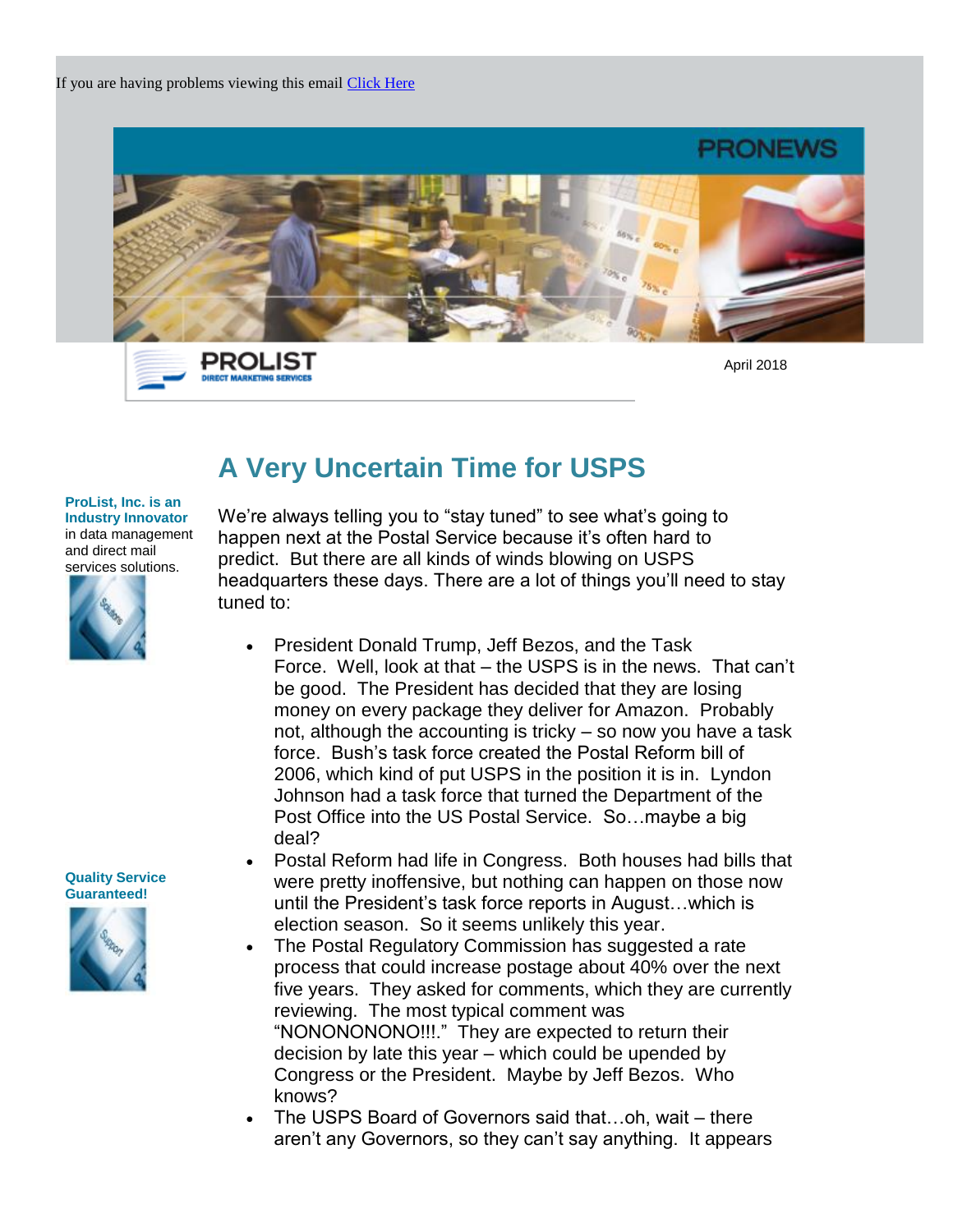If you are having problems viewing this email [Click Here]

PRONEWS

PROLIST
DIRECT MARKETING SERVICES

April 2018

# A Very Uncertain Time for USPS

**ProList, Inc. is an Industry Innovator** in data management and direct mail services solutions.

We're always telling you to "stay tuned" to see what's going to happen next at the Postal Service because it's often hard to predict. But there are all kinds of winds blowing on USPS headquarters these days. There are a lot of things you'll need to stay tuned to:

- President Donald Trump, Jeff Bezos, and the Task Force. Well, look at that – the USPS is in the news. That can't be good. The President has decided that they are losing money on every package they deliver for Amazon. Probably not, although the accounting is tricky – so now you have a task force. Bush's task force created the Postal Reform bill of 2006, which kind of put USPS in the position it is in. Lyndon Johnson had a task force that turned the Department of the Post Office into the US Postal Service. So…maybe a big deal?
- Postal Reform had life in Congress. Both houses had bills that were pretty inoffensive, but nothing can happen on those now until the President's task force reports in August…which is election season. So it seems unlikely this year.
- The Postal Regulatory Commission has suggested a rate process that could increase postage about 40% over the next five years. They asked for comments, which they are currently reviewing. The most typical comment was "NONONONONO!!!." They are expected to return their decision by late this year – which could be upended by Congress or the President. Maybe by Jeff Bezos. Who knows?
- The USPS Board of Governors said that…oh, wait – there aren't any Governors, so they can't say anything. It appears

**Quality Service Guaranteed!**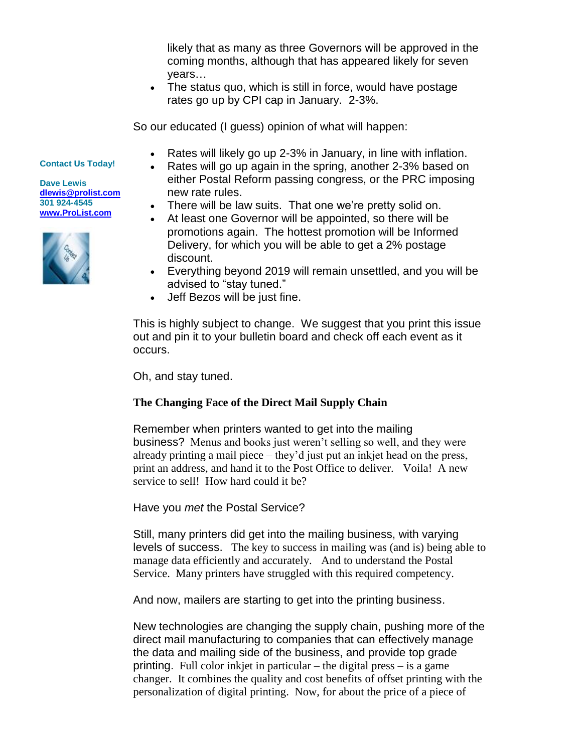likely that as many as three Governors will be approved in the coming months, although that has appeared likely for seven years…

- The status quo, which is still in force, would have postage rates go up by CPI cap in January. 2-3%.

So our educated (I guess) opinion of what will happen:

- Rates will likely go up 2-3% in January, in line with inflation.
- Rates will go up again in the spring, another 2-3% based on either Postal Reform passing congress, or the PRC imposing new rate rules.
- There will be law suits. That one we're pretty solid on.
- At least one Governor will be appointed, so there will be promotions again. The hottest promotion will be Informed Delivery, for which you will be able to get a 2% postage discount.
- Everything beyond 2019 will remain unsettled, and you will be advised to "stay tuned."
- Jeff Bezos will be just fine.

This is highly subject to change. We suggest that you print this issue out and pin it to your bulletin board and check off each event as it occurs.

Oh, and stay tuned.

**Contact Us Today!**

**Dave Lewis**
**dlewis@prolist.com**
**301 924-4545**
**www.ProList.com**

## The Changing Face of the Direct Mail Supply Chain

Remember when printers wanted to get into the mailing business? Menus and books just weren't selling so well, and they were already printing a mail piece – they'd just put an inkjet head on the press, print an address, and hand it to the Post Office to deliver. Voila! A new service to sell! How hard could it be?

Have you *met* the Postal Service?

Still, many printers did get into the mailing business, with varying levels of success. The key to success in mailing was (and is) being able to manage data efficiently and accurately. And to understand the Postal Service. Many printers have struggled with this required competency.

And now, mailers are starting to get into the printing business.

New technologies are changing the supply chain, pushing more of the direct mail manufacturing to companies that can effectively manage the data and mailing side of the business, and provide top grade printing. Full color inkjet in particular – the digital press – is a game changer. It combines the quality and cost benefits of offset printing with the personalization of digital printing. Now, for about the price of a piece of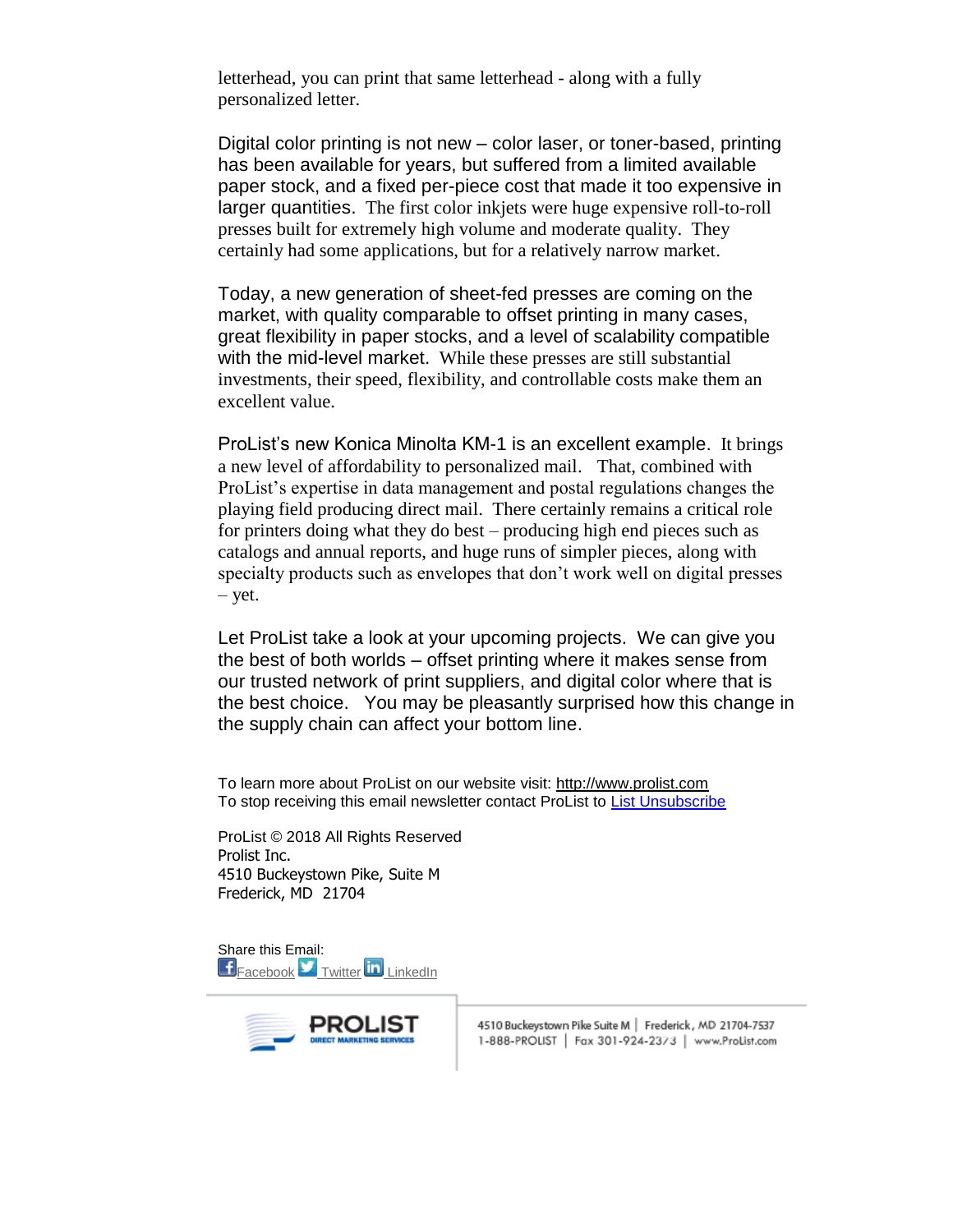letterhead, you can print that same letterhead - along with a fully personalized letter.

Digital color printing is not new – color laser, or toner-based, printing has been available for years, but suffered from a limited available paper stock, and a fixed per-piece cost that made it too expensive in larger quantities. The first color inkjets were huge expensive roll-to-roll presses built for extremely high volume and moderate quality. They certainly had some applications, but for a relatively narrow market.

Today, a new generation of sheet-fed presses are coming on the market, with quality comparable to offset printing in many cases, great flexibility in paper stocks, and a level of scalability compatible with the mid-level market. While these presses are still substantial investments, their speed, flexibility, and controllable costs make them an excellent value.

ProList's new Konica Minolta KM-1 is an excellent example. It brings a new level of affordability to personalized mail. That, combined with ProList's expertise in data management and postal regulations changes the playing field producing direct mail. There certainly remains a critical role for printers doing what they do best – producing high end pieces such as catalogs and annual reports, and huge runs of simpler pieces, along with specialty products such as envelopes that don't work well on digital presses – yet.

Let ProList take a look at your upcoming projects. We can give you the best of both worlds – offset printing where it makes sense from our trusted network of print suppliers, and digital color where that is the best choice. You may be pleasantly surprised how this change in the supply chain can affect your bottom line.

To learn more about ProList on our website visit: http://www.prolist.com
To stop receiving this email newsletter contact ProList to List Unsubscribe

ProList © 2018 All Rights Reserved
Prolist Inc.
4510 Buckeystown Pike, Suite M
Frederick, MD 21704

Share this Email:
Facebook Twitter LinkedIn

PROLIST
DIRECT MARKETING SERVICES

4510 Buckeystown Pike Suite M | Frederick, MD 21704-7537
1-888-PROLIST | Fax 301-924-2373 | www.ProList.com